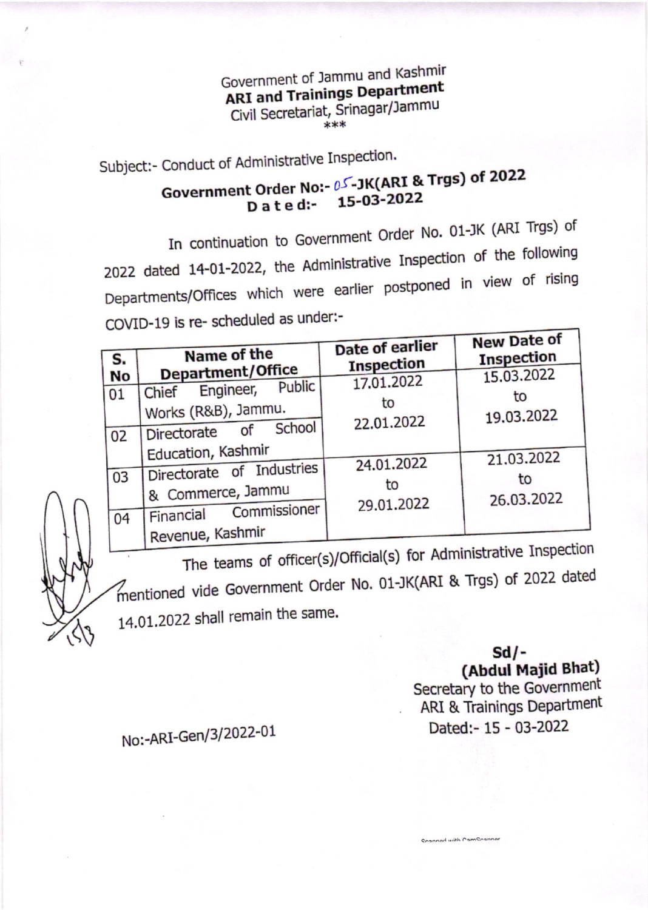Government of Jammu and Kashmir
**ARI and Trainings Department**
Civil Secretariat, Srinagar/Jammu

\*\*\*

Subject:- Conduct of Administrative Inspection.

**Government Order No:- 05-JK(ARI & Trgs) of 2022**
**Dated:- 15-03-2022**

In continuation to Government Order No. 01-JK (ARI Trgs) of 2022 dated 14-01-2022, the Administrative Inspection of the following Departments/Offices which were earlier postponed in view of rising COVID-19 is re- scheduled as under:-

| S. No | Name of the Department/Office | Date of earlier Inspection | New Date of Inspection |
|---|---|---|---|
| 01 | Chief Engineer, Public Works (R&B), Jammu. | 17.01.2022 to 22.01.2022 | 15.03.2022 to 19.03.2022 |
| 02 | Directorate of School Education, Kashmir | | |
| 03 | Directorate of Industries & Commerce, Jammu | 24.01.2022 to 29.01.2022 | 21.03.2022 to 26.03.2022 |
| 04 | Financial Commissioner Revenue, Kashmir | | |

The teams of officer(s)/Official(s) for Administrative Inspection mentioned vide Government Order No. 01-JK(ARI & Trgs) of 2022 dated 14.01.2022 shall remain the same.

Sd/-
**(Abdul Majid Bhat)**
Secretary to the Government
ARI & Trainings Department
Dated:- 15 - 03-2022

No:-ARI-Gen/3/2022-01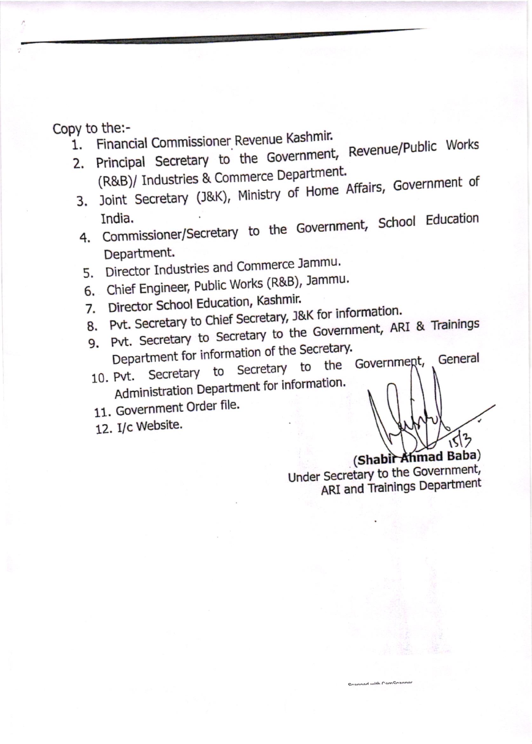Copy to the:-

1. Financial Commissioner Revenue Kashmir.
2. Principal Secretary to the Government, Revenue/Public Works (R&B)/ Industries & Commerce Department.
3. Joint Secretary (J&K), Ministry of Home Affairs, Government of India.
4. Commissioner/Secretary to the Government, School Education Department.
5. Director Industries and Commerce Jammu.
6. Chief Engineer, Public Works (R&B), Jammu.
7. Director School Education, Kashmir.
8. Pvt. Secretary to Chief Secretary, J&K for information.
9. Pvt. Secretary to Secretary to the Government, ARI & Trainings Department for information of the Secretary.
10. Pvt. Secretary to Secretary to the Government, General Administration Department for information.
11. Government Order file.
12. I/c Website.

15/3

**(Shabir Ahmad Baba)**
Under Secretary to the Government,
ARI and Trainings Department